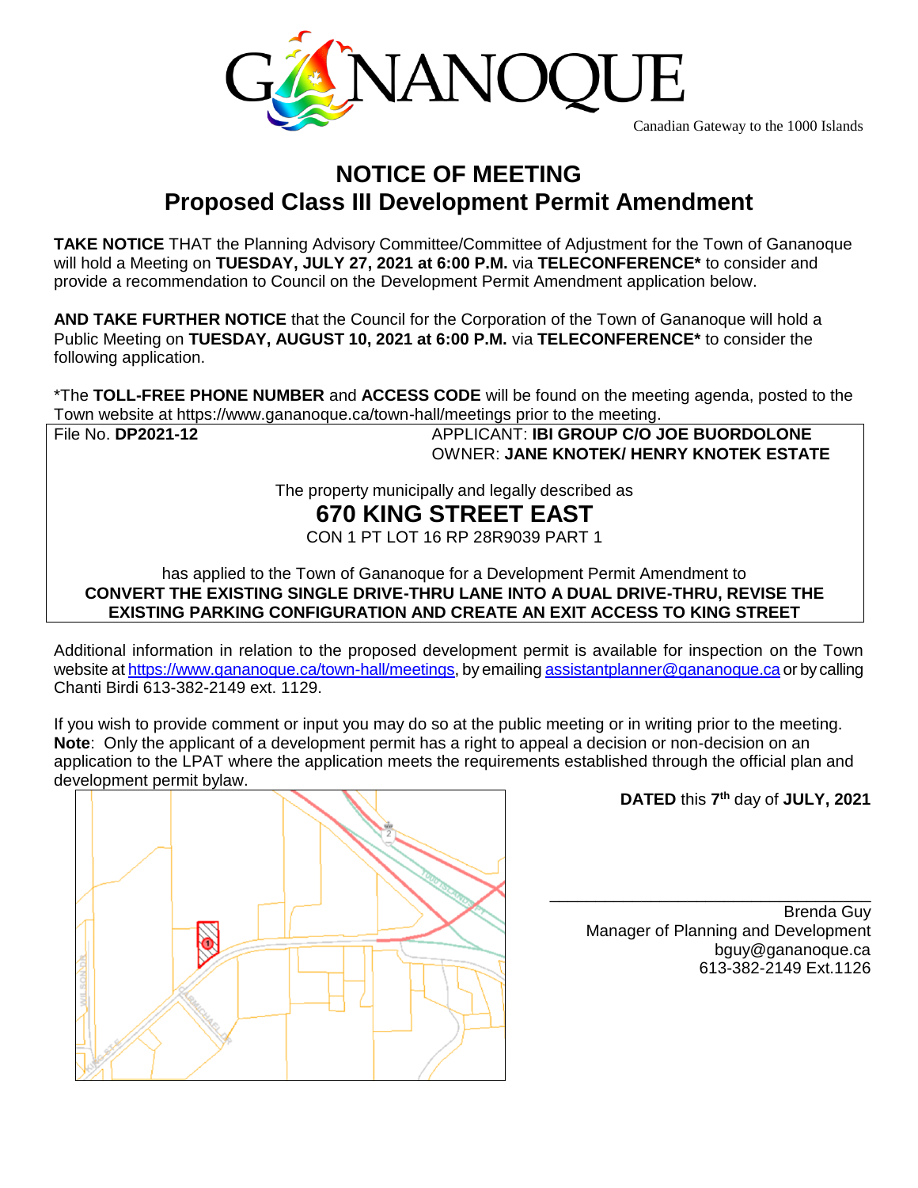GANANOQUE

Canadian Gateway to the 1000 Islands

# NOTICE OF MEETING
## Proposed Class III Development Permit Amendment

**TAKE NOTICE** THAT the Planning Advisory Committee/Committee of Adjustment for the Town of Gananoque will hold a Meeting on **TUESDAY, JULY 27, 2021 at 6:00 P.M.** via **TELECONFERENCE*** to consider and provide a recommendation to Council on the Development Permit Amendment application below.

**AND TAKE FURTHER NOTICE** that the Council for the Corporation of the Town of Gananoque will hold a Public Meeting on **TUESDAY, AUGUST 10, 2021 at 6:00 P.M.** via **TELECONFERENCE*** to consider the following application.

*The **TOLL-FREE PHONE NUMBER** and **ACCESS CODE** will be found on the meeting agenda, posted to the Town website at https://www.gananoque.ca/town-hall/meetings prior to the meeting.

File No. **DP2021-12**

APPLICANT: **IBI GROUP C/O JOE BUORDOLONE**
OWNER: **JANE KNOTEK/ HENRY KNOTEK ESTATE**

The property municipally and legally described as

**670 KING STREET EAST**

CON 1 PT LOT 16 RP 28R9039 PART 1

has applied to the Town of Gananoque for a Development Permit Amendment to
**CONVERT THE EXISTING SINGLE DRIVE-THRU LANE INTO A DUAL DRIVE-THRU, REVISE THE EXISTING PARKING CONFIGURATION AND CREATE AN EXIT ACCESS TO KING STREET**

Additional information in relation to the proposed development permit is available for inspection on the Town website at https://www.gananoque.ca/town-hall/meetings, by emailing assistantplanner@gananoque.ca or by calling Chanti Birdi 613-382-2149 ext. 1129.

If you wish to provide comment or input you may do so at the public meeting or in writing prior to the meeting. **Note**: Only the applicant of a development permit has a right to appeal a decision or non-decision on an application to the LPAT where the application meets the requirements established through the official plan and development permit bylaw.

**DATED** this 7th day of **JULY, 2021**

Brenda Guy
Manager of Planning and Development
bguy@gananoque.ca
613-382-2149 Ext.1126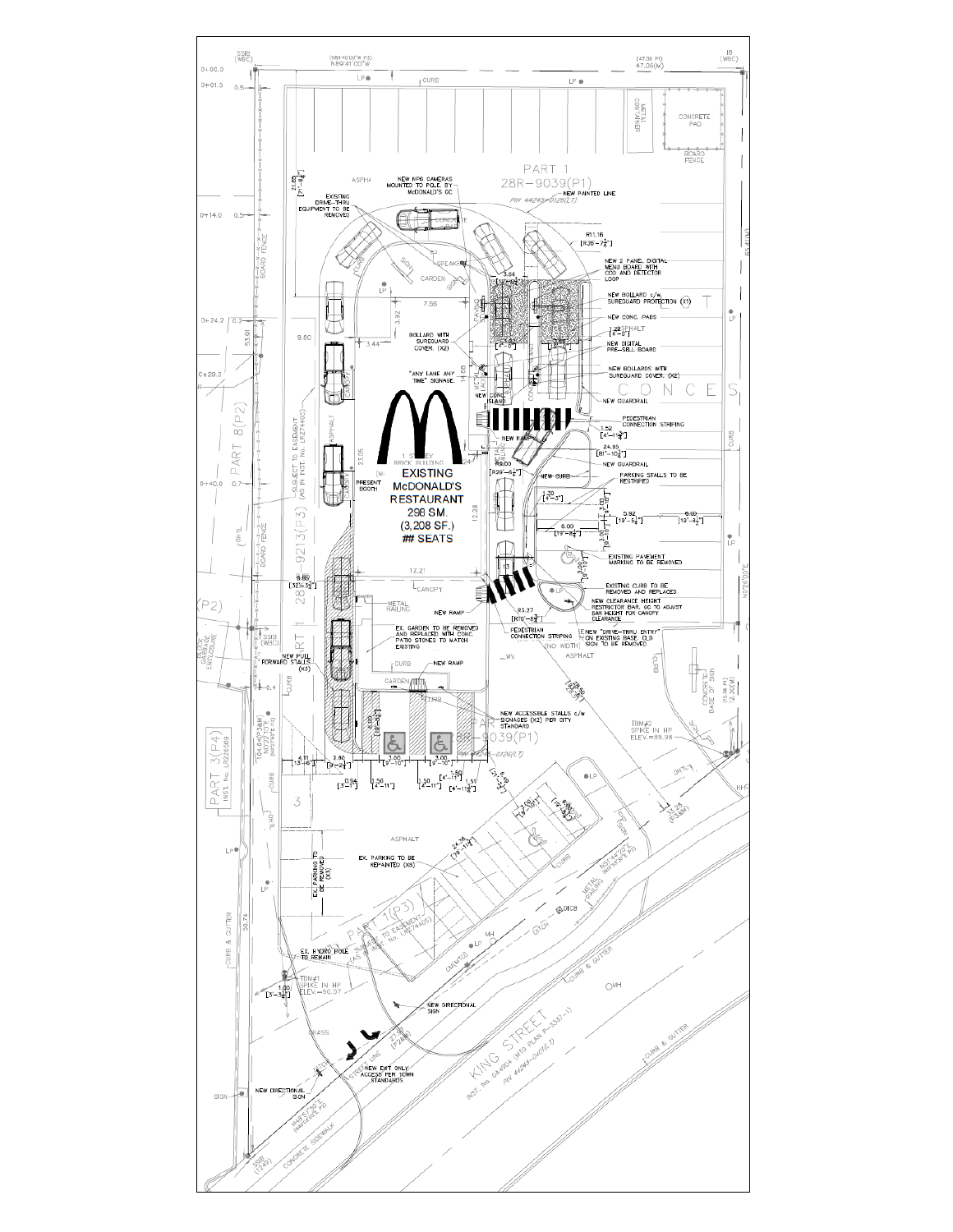EXISTING McDONALD'S RESTAURANT
298 SM.
(3,208 SF.)
## SEATS

PART 1
28R-9039(P1)
PIN 44245-0126(LT)

KING STREET
INST. No. GA4904 (MTO PLAN P-3331-1)
PIN 44245-0401(LT)

NEW NPS CAMERAS MOUNTED TO POLE, BY McDONALD'S GC

NEW PAINTED LINE

EXISTING DRIVE-THRU EQUIPMENT TO BE REMOVED

NEW 2 PANEL DIGITAL MENU BOARD, WITH COD AND DETECTOR LOOP

NEW BOLLARD c/w SUREGUARD PROTECTION (X1)

NEW CONC. PADS

NEW DIGITAL PRE-SELL BOARD

NEW BOLLARDS WITH SUREGUARD COVER. (X2)

BOLLARD WITH SUREGUARD COVER. (X2)

"ANY LANE ANY TIME" SIGNAGE.

NEW CONC. ISLAND

NEW GUARDRAIL

PEDESTRIAN CONNECTION STRIPING

NEW RAMP

NEW CURB

PARKING STALLS TO BE RESTRIPED

EXISTING PAVEMENT MARKING TO BE REMOVED

EXISTING CURB TO BE REMOVED AND REPLACED

NEW CLEARANCE HEIGHT RESTRICTOR BAR. GC TO ADJUST BAR HEIGHT FOR CANOPY CLEARANCE

NEW "DRIVE-THRU ENTRY" ON EXISTING BASE. OLD SIGN TO BE REMOVED

EX. GARDEN TO BE REMOVED AND REPLACED WITH CONC. PATIO STONES TO MATCH EXISTING

NEW PULL FORWARD STALLS (X3)

NEW ACCESSIBLE STALLS c/w SIGNAGES (X2) PER CITY STANDARD

EX. PARKING TO BE REPAINTED (X8)

EX. PARKING TO BE REMOVED (X4)

EX. HYDRO POLE TO REMAIN

TBM#1 SPIKE IN HP ELEV.=90.07

TBM#2 SPIKE IN HP ELEV.=89.98

NEW DIRECTIONAL SIGN

NEW EXIT ONLY ACCESS PER TOWN STANDARDS

SUBJECT TO EASEMENT (AS IN INST. No. LR274405)

PART 8(P2)

PART 3(P4) INST. No. LR226569

PART 1(P3)

28R-9213(P3)

CONCESSION LOT

CONCRETE PAD

METAL CONTAINER

BOARD FENCE

1 STOREY BRICK BUILDING

PRESENT BOOTH

METAL RAILING

CANOPY

GARDEN

ASPHALT

CONCRETE SIDEWALK

CURB & GUTTER